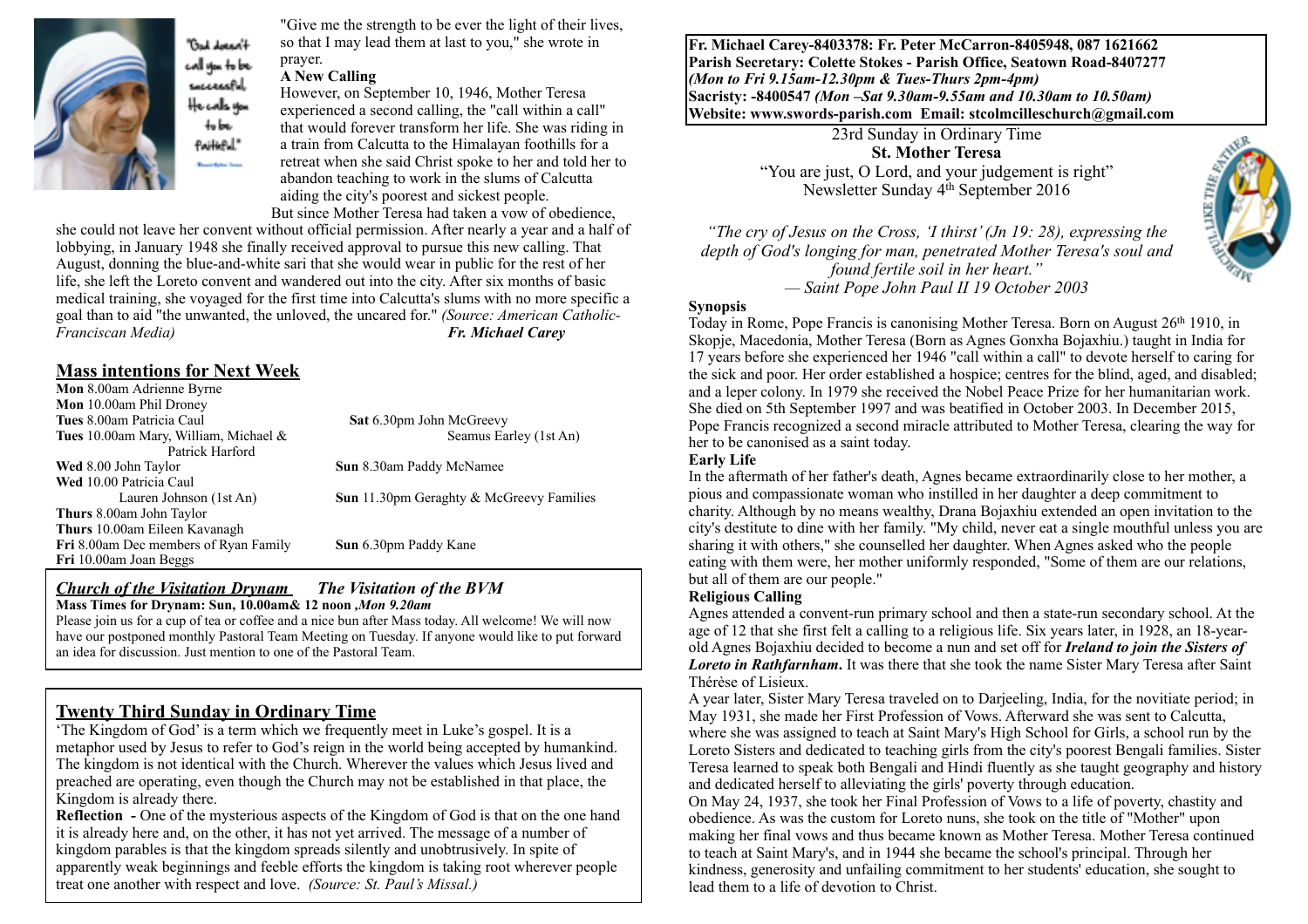"God doesn't call you to be successful, He calls you to be faithful."

"Give me the strength to be ever the light of their lives, so that I may lead them at last to you," she wrote in prayer.

**A New Calling**

However, on September 10, 1946, Mother Teresa experienced a second calling, the "call within a call" that would forever transform her life. She was riding in a train from Calcutta to the Himalayan foothills for a retreat when she said Christ spoke to her and told her to abandon teaching to work in the slums of Calcutta aiding the city's poorest and sickest people.

But since Mother Teresa had taken a vow of obedience, she could not leave her convent without official permission. After nearly a year and a half of lobbying, in January 1948 she finally received approval to pursue this new calling. That August, donning the blue-and-white sari that she would wear in public for the rest of her life, she left the Loreto convent and wandered out into the city. After six months of basic medical training, she voyaged for the first time into Calcutta's slums with no more specific a goal than to aid "the unwanted, the unloved, the uncared for." *(Source: American Catholic-Franciscan Media)* ***Fr. Michael Carey***

## Mass intentions for Next Week

**Mon** 8.00am Adrienne Byrne
**Mon** 10.00am Phil Droney
**Tues** 8.00am Patricia Caul
**Tues** 10.00am Mary, William, Michael & Patrick Harford
**Wed** 8.00 John Taylor
**Wed** 10.00 Patricia Caul
Lauren Johnson (1st An)
**Thurs** 8.00am John Taylor
**Thurs** 10.00am Eileen Kavanagh
**Fri** 8.00am Dec members of Ryan Family
**Fri** 10.00am Joan Beggs
**Sat** 6.30pm John McGreevy
Seamus Earley (1st An)
**Sun** 8.30am Paddy McNamee
**Sun** 11.30pm Geraghty & McGreevy Families
**Sun** 6.30pm Paddy Kane

## *Church of the Visitation Drynam* — *The Visitation of the BVM*

**Mass Times for Drynam: Sun, 10.00am& 12 noon ,*Mon 9.20am***

Please join us for a cup of tea or coffee and a nice bun after Mass today. All welcome! We will now have our postponed monthly Pastoral Team Meeting on Tuesday. If anyone would like to put forward an idea for discussion. Just mention to one of the Pastoral Team.

## Twenty Third Sunday in Ordinary Time

'The Kingdom of God' is a term which we frequently meet in Luke's gospel. It is a metaphor used by Jesus to refer to God's reign in the world being accepted by humankind. The kingdom is not identical with the Church. Wherever the values which Jesus lived and preached are operating, even though the Church may not be established in that place, the Kingdom is already there.

**Reflection -** One of the mysterious aspects of the Kingdom of God is that on the one hand it is already here and, on the other, it has not yet arrived. The message of a number of kingdom parables is that the kingdom spreads silently and unobtrusively. In spite of apparently weak beginnings and feeble efforts the kingdom is taking root wherever people treat one another with respect and love. *(Source: St. Paul's Missal.)*

**Fr. Michael Carey-8403378: Fr. Peter McCarron-8405948, 087 1621662**
**Parish Secretary: Colette Stokes - Parish Office, Seatown Road-8407277**
***(Mon to Fri 9.15am-12.30pm & Tues-Thurs 2pm-4pm)***
**Sacristy: -8400547 *(Mon –Sat 9.30am-9.55am and 10.30am to 10.50am)***
**Website: www.swords-parish.com Email: stcolmcilleschurch@gmail.com**

23rd Sunday in Ordinary Time
**St. Mother Teresa**
"You are just, O Lord, and your judgement is right"
Newsletter Sunday 4th September 2016

*"The cry of Jesus on the Cross, 'I thirst' (Jn 19: 28), expressing the depth of God's longing for man, penetrated Mother Teresa's soul and found fertile soil in her heart."*
*— Saint Pope John Paul II 19 October 2003*

**Synopsis**

Today in Rome, Pope Francis is canonising Mother Teresa. Born on August 26th 1910, in Skopje, Macedonia, Mother Teresa (Born as Agnes Gonxha Bojaxhiu.) taught in India for 17 years before she experienced her 1946 "call within a call" to devote herself to caring for the sick and poor. Her order established a hospice; centres for the blind, aged, and disabled; and a leper colony. In 1979 she received the Nobel Peace Prize for her humanitarian work. She died on 5th September 1997 and was beatified in October 2003. In December 2015, Pope Francis recognized a second miracle attributed to Mother Teresa, clearing the way for her to be canonised as a saint today.

**Early Life**

In the aftermath of her father's death, Agnes became extraordinarily close to her mother, a pious and compassionate woman who instilled in her daughter a deep commitment to charity. Although by no means wealthy, Drana Bojaxhiu extended an open invitation to the city's destitute to dine with her family. "My child, never eat a single mouthful unless you are sharing it with others," she counselled her daughter. When Agnes asked who the people eating with them were, her mother uniformly responded, "Some of them are our relations, but all of them are our people."

**Religious Calling**

Agnes attended a convent-run primary school and then a state-run secondary school. At the age of 12 that she first felt a calling to a religious life. Six years later, in 1928, an 18-year-old Agnes Bojaxhiu decided to become a nun and set off for ***Ireland to join the Sisters of Loreto in Rathfarnham***. It was there that she took the name Sister Mary Teresa after Saint Thérèse of Lisieux.

A year later, Sister Mary Teresa traveled on to Darjeeling, India, for the novitiate period; in May 1931, she made her First Profession of Vows. Afterward she was sent to Calcutta, where she was assigned to teach at Saint Mary's High School for Girls, a school run by the Loreto Sisters and dedicated to teaching girls from the city's poorest Bengali families. Sister Teresa learned to speak both Bengali and Hindi fluently as she taught geography and history and dedicated herself to alleviating the girls' poverty through education.

On May 24, 1937, she took her Final Profession of Vows to a life of poverty, chastity and obedience. As was the custom for Loreto nuns, she took on the title of "Mother" upon making her final vows and thus became known as Mother Teresa. Mother Teresa continued to teach at Saint Mary's, and in 1944 she became the school's principal. Through her kindness, generosity and unfailing commitment to her students' education, she sought to lead them to a life of devotion to Christ.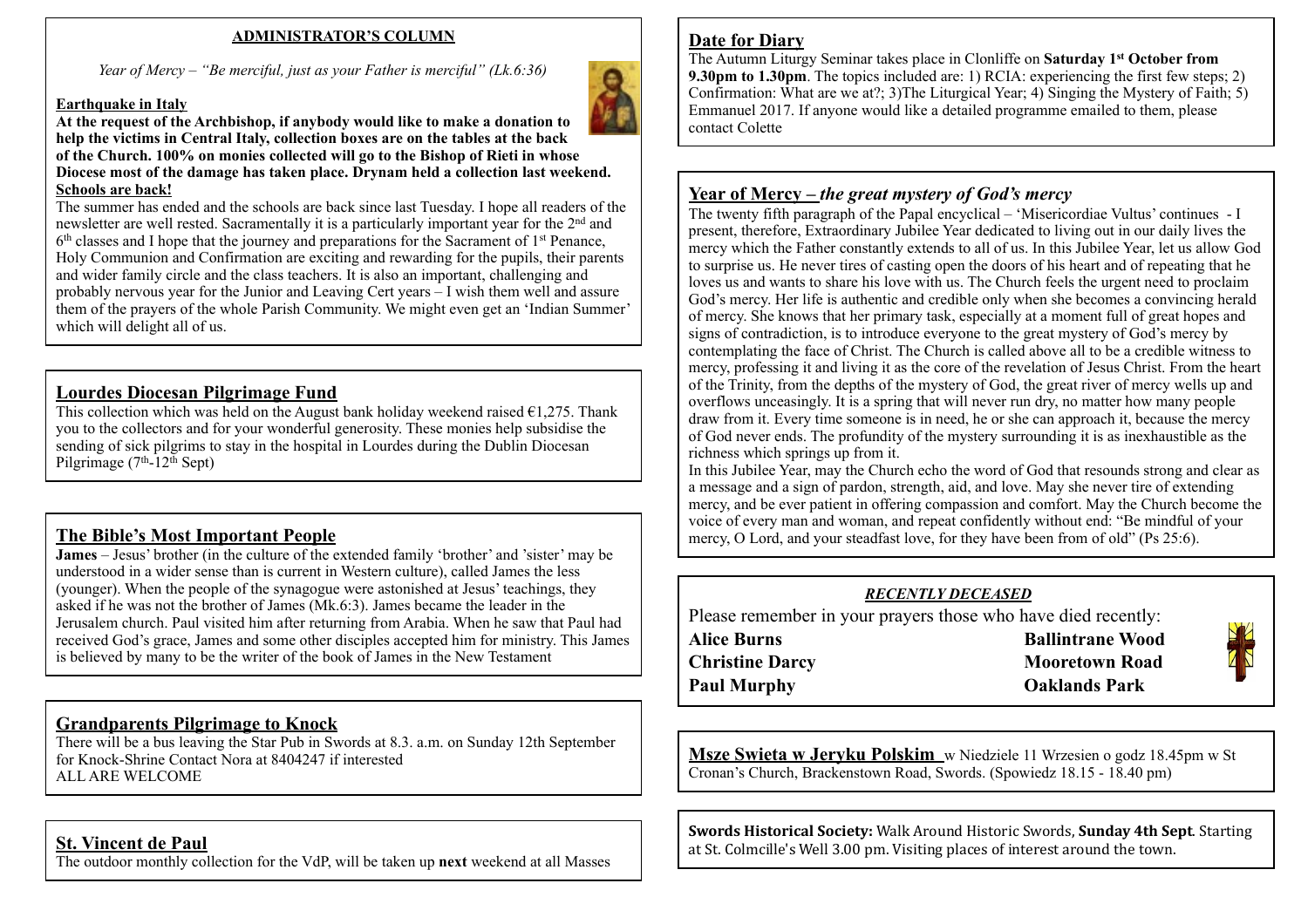## ADMINISTRATOR'S COLUMN

*Year of Mercy – "Be merciful, just as your Father is merciful" (Lk.6:36)*

**Earthquake in Italy**

**At the request of the Archbishop, if anybody would like to make a donation to help the victims in Central Italy, collection boxes are on the tables at the back of the Church. 100% on monies collected will go to the Bishop of Rieti in whose Diocese most of the damage has taken place. Drynam held a collection last weekend.**

**Schools are back!**

The summer has ended and the schools are back since last Tuesday. I hope all readers of the newsletter are well rested. Sacramentally it is a particularly important year for the 2nd and 6th classes and I hope that the journey and preparations for the Sacrament of 1st Penance, Holy Communion and Confirmation are exciting and rewarding for the pupils, their parents and wider family circle and the class teachers. It is also an important, challenging and probably nervous year for the Junior and Leaving Cert years – I wish them well and assure them of the prayers of the whole Parish Community. We might even get an 'Indian Summer' which will delight all of us.

## Lourdes Diocesan Pilgrimage Fund

This collection which was held on the August bank holiday weekend raised €1,275. Thank you to the collectors and for your wonderful generosity. These monies help subsidise the sending of sick pilgrims to stay in the hospital in Lourdes during the Dublin Diocesan Pilgrimage (7th-12th Sept)

## The Bible's Most Important People

**James** – Jesus' brother (in the culture of the extended family 'brother' and 'sister' may be understood in a wider sense than is current in Western culture), called James the less (younger). When the people of the synagogue were astonished at Jesus' teachings, they asked if he was not the brother of James (Mk.6:3). James became the leader in the Jerusalem church. Paul visited him after returning from Arabia. When he saw that Paul had received God's grace, James and some other disciples accepted him for ministry. This James is believed by many to be the writer of the book of James in the New Testament

## Grandparents Pilgrimage to Knock

There will be a bus leaving the Star Pub in Swords at 8.3. a.m. on Sunday 12th September for Knock-Shrine Contact Nora at 8404247 if interested
ALL ARE WELCOME

## St. Vincent de Paul

The outdoor monthly collection for the VdP, will be taken up **next** weekend at all Masses

## Date for Diary

The Autumn Liturgy Seminar takes place in Clonliffe on **Saturday 1st October from 9.30pm to 1.30pm**. The topics included are: 1) RCIA: experiencing the first few steps; 2) Confirmation: What are we at?; 3)The Liturgical Year; 4) Singing the Mystery of Faith; 5) Emmanuel 2017. If anyone would like a detailed programme emailed to them, please contact Colette

## Year of Mercy – *the great mystery of God's mercy*

The twenty fifth paragraph of the Papal encyclical – 'Misericordiae Vultus' continues - I present, therefore, Extraordinary Jubilee Year dedicated to living out in our daily lives the mercy which the Father constantly extends to all of us. In this Jubilee Year, let us allow God to surprise us. He never tires of casting open the doors of his heart and of repeating that he loves us and wants to share his love with us. The Church feels the urgent need to proclaim God's mercy. Her life is authentic and credible only when she becomes a convincing herald of mercy. She knows that her primary task, especially at a moment full of great hopes and signs of contradiction, is to introduce everyone to the great mystery of God's mercy by contemplating the face of Christ. The Church is called above all to be a credible witness to mercy, professing it and living it as the core of the revelation of Jesus Christ. From the heart of the Trinity, from the depths of the mystery of God, the great river of mercy wells up and overflows unceasingly. It is a spring that will never run dry, no matter how many people draw from it. Every time someone is in need, he or she can approach it, because the mercy of God never ends. The profundity of the mystery surrounding it is as inexhaustible as the richness which springs up from it.

In this Jubilee Year, may the Church echo the word of God that resounds strong and clear as a message and a sign of pardon, strength, aid, and love. May she never tire of extending mercy, and be ever patient in offering compassion and comfort. May the Church become the voice of every man and woman, and repeat confidently without end: "Be mindful of your mercy, O Lord, and your steadfast love, for they have been from of old" (Ps 25:6).

## *RECENTLY DECEASED*

Please remember in your prayers those who have died recently:

| | |
|---|---|
| **Alice Burns** | **Ballintrane Wood** |
| **Christine Darcy** | **Mooretown Road** |
| **Paul Murphy** | **Oaklands Park** |

**Msze Swieta w Jeryku Polskim** w Niedziele 11 Wrzesien o godz 18.45pm w St Cronan's Church, Brackenstown Road, Swords. (Spowiedz 18.15 - 18.40 pm)

**Swords Historical Society:** Walk Around Historic Swords, **Sunday 4th Sept**. Starting at St. Colmcille's Well 3.00 pm. Visiting places of interest around the town.